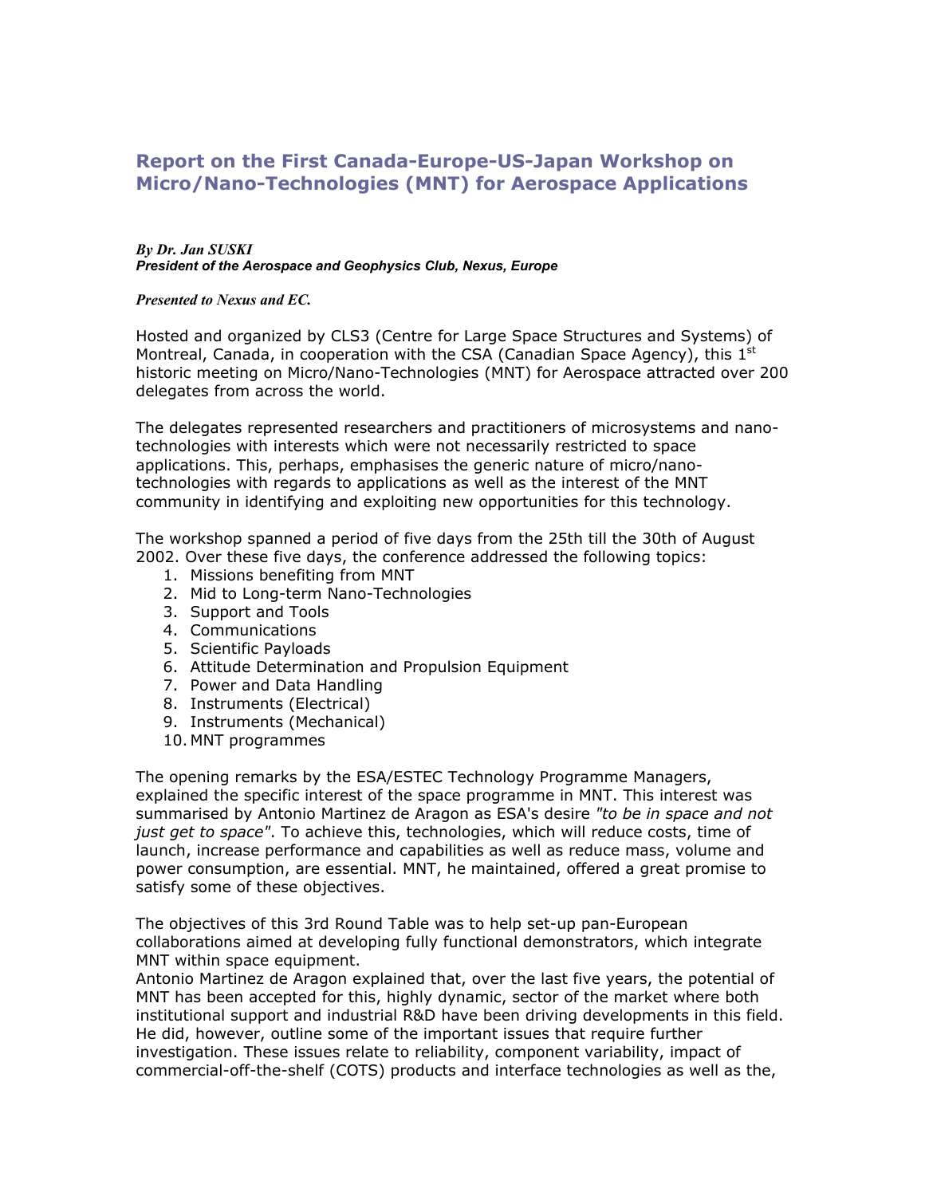# Report on the First Canada-Europe-US-Japan Workshop on Micro/Nano-Technologies (MNT) for Aerospace Applications

***By Dr. Jan SUSKI***
***President of the Aerospace and Geophysics Club, Nexus, Europe***

***Presented to Nexus and EC.***

Hosted and organized by CLS3 (Centre for Large Space Structures and Systems) of Montreal, Canada, in cooperation with the CSA (Canadian Space Agency), this 1st historic meeting on Micro/Nano-Technologies (MNT) for Aerospace attracted over 200 delegates from across the world.

The delegates represented researchers and practitioners of microsystems and nano-technologies with interests which were not necessarily restricted to space applications. This, perhaps, emphasises the generic nature of micro/nano-technologies with regards to applications as well as the interest of the MNT community in identifying and exploiting new opportunities for this technology.

The workshop spanned a period of five days from the 25th till the 30th of August 2002. Over these five days, the conference addressed the following topics:

1. Missions benefiting from MNT
2. Mid to Long-term Nano-Technologies
3. Support and Tools
4. Communications
5. Scientific Payloads
6. Attitude Determination and Propulsion Equipment
7. Power and Data Handling
8. Instruments (Electrical)
9. Instruments (Mechanical)
10. MNT programmes

The opening remarks by the ESA/ESTEC Technology Programme Managers, explained the specific interest of the space programme in MNT. This interest was summarised by Antonio Martinez de Aragon as ESA's desire *"to be in space and not just get to space"*. To achieve this, technologies, which will reduce costs, time of launch, increase performance and capabilities as well as reduce mass, volume and power consumption, are essential. MNT, he maintained, offered a great promise to satisfy some of these objectives.

The objectives of this 3rd Round Table was to help set-up pan-European collaborations aimed at developing fully functional demonstrators, which integrate MNT within space equipment.
Antonio Martinez de Aragon explained that, over the last five years, the potential of MNT has been accepted for this, highly dynamic, sector of the market where both institutional support and industrial R&D have been driving developments in this field. He did, however, outline some of the important issues that require further investigation. These issues relate to reliability, component variability, impact of commercial-off-the-shelf (COTS) products and interface technologies as well as the,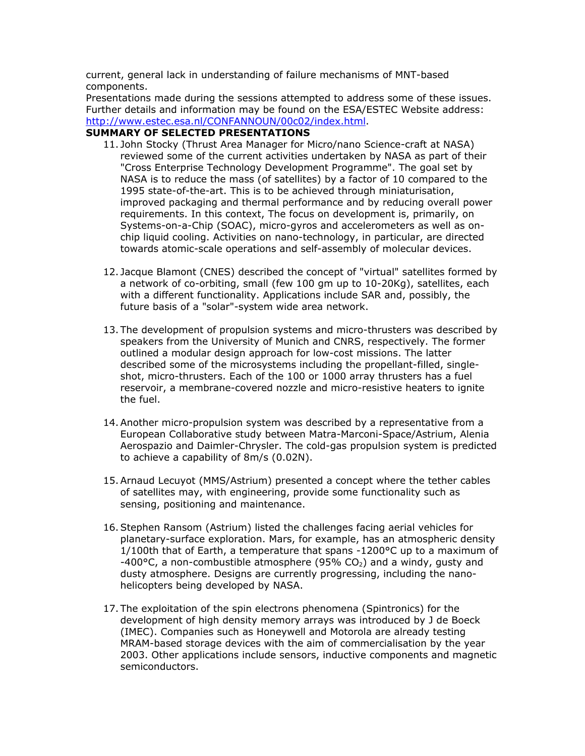current, general lack in understanding of failure mechanisms of MNT-based components.

Presentations made during the sessions attempted to address some of these issues. Further details and information may be found on the ESA/ESTEC Website address: [http://www.estec.esa.nl/CONFANNOUN/00c02/index.html](http://www.estec.esa.nl/CONFANNOUN/00c02/index.html).

**SUMMARY OF SELECTED PRESENTATIONS**

11. John Stocky (Thrust Area Manager for Micro/nano Science-craft at NASA) reviewed some of the current activities undertaken by NASA as part of their "Cross Enterprise Technology Development Programme". The goal set by NASA is to reduce the mass (of satellites) by a factor of 10 compared to the 1995 state-of-the-art. This is to be achieved through miniaturisation, improved packaging and thermal performance and by reducing overall power requirements. In this context, The focus on development is, primarily, on Systems-on-a-Chip (SOAC), micro-gyros and accelerometers as well as on-chip liquid cooling. Activities on nano-technology, in particular, are directed towards atomic-scale operations and self-assembly of molecular devices.

12. Jacque Blamont (CNES) described the concept of "virtual" satellites formed by a network of co-orbiting, small (few 100 gm up to 10-20Kg), satellites, each with a different functionality. Applications include SAR and, possibly, the future basis of a "solar"-system wide area network.

13. The development of propulsion systems and micro-thrusters was described by speakers from the University of Munich and CNRS, respectively. The former outlined a modular design approach for low-cost missions. The latter described some of the microsystems including the propellant-filled, single-shot, micro-thrusters. Each of the 100 or 1000 array thrusters has a fuel reservoir, a membrane-covered nozzle and micro-resistive heaters to ignite the fuel.

14. Another micro-propulsion system was described by a representative from a European Collaborative study between Matra-Marconi-Space/Astrium, Alenia Aerospazio and Daimler-Chrysler. The cold-gas propulsion system is predicted to achieve a capability of 8m/s (0.02N).

15. Arnaud Lecuyot (MMS/Astrium) presented a concept where the tether cables of satellites may, with engineering, provide some functionality such as sensing, positioning and maintenance.

16. Stephen Ransom (Astrium) listed the challenges facing aerial vehicles for planetary-surface exploration. Mars, for example, has an atmospheric density 1/100th that of Earth, a temperature that spans -1200°C up to a maximum of -400°C, a non-combustible atmosphere (95% $CO_2$) and a windy, gusty and dusty atmosphere. Designs are currently progressing, including the nano-helicopters being developed by NASA.

17. The exploitation of the spin electrons phenomena (Spintronics) for the development of high density memory arrays was introduced by J de Boeck (IMEC). Companies such as Honeywell and Motorola are already testing MRAM-based storage devices with the aim of commercialisation by the year 2003. Other applications include sensors, inductive components and magnetic semiconductors.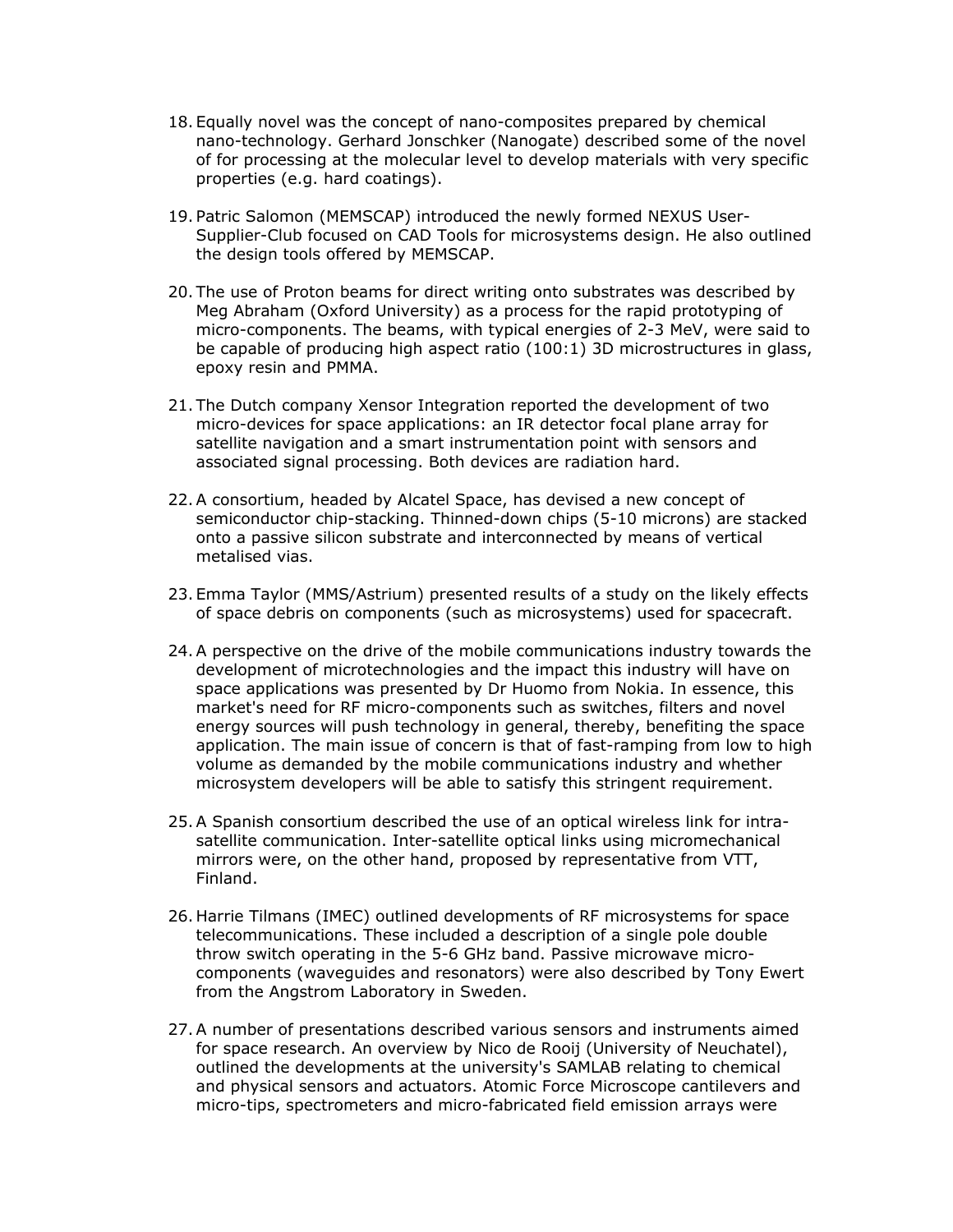18. Equally novel was the concept of nano-composites prepared by chemical nano-technology. Gerhard Jonschker (Nanogate) described some of the novel of for processing at the molecular level to develop materials with very specific properties (e.g. hard coatings).

19. Patric Salomon (MEMSCAP) introduced the newly formed NEXUS User-Supplier-Club focused on CAD Tools for microsystems design. He also outlined the design tools offered by MEMSCAP.

20. The use of Proton beams for direct writing onto substrates was described by Meg Abraham (Oxford University) as a process for the rapid prototyping of micro-components. The beams, with typical energies of 2-3 MeV, were said to be capable of producing high aspect ratio (100:1) 3D microstructures in glass, epoxy resin and PMMA.

21. The Dutch company Xensor Integration reported the development of two micro-devices for space applications: an IR detector focal plane array for satellite navigation and a smart instrumentation point with sensors and associated signal processing. Both devices are radiation hard.

22. A consortium, headed by Alcatel Space, has devised a new concept of semiconductor chip-stacking. Thinned-down chips (5-10 microns) are stacked onto a passive silicon substrate and interconnected by means of vertical metalised vias.

23. Emma Taylor (MMS/Astrium) presented results of a study on the likely effects of space debris on components (such as microsystems) used for spacecraft.

24. A perspective on the drive of the mobile communications industry towards the development of microtechnologies and the impact this industry will have on space applications was presented by Dr Huomo from Nokia. In essence, this market's need for RF micro-components such as switches, filters and novel energy sources will push technology in general, thereby, benefiting the space application. The main issue of concern is that of fast-ramping from low to high volume as demanded by the mobile communications industry and whether microsystem developers will be able to satisfy this stringent requirement.

25. A Spanish consortium described the use of an optical wireless link for intra-satellite communication. Inter-satellite optical links using micromechanical mirrors were, on the other hand, proposed by representative from VTT, Finland.

26. Harrie Tilmans (IMEC) outlined developments of RF microsystems for space telecommunications. These included a description of a single pole double throw switch operating in the 5-6 GHz band. Passive microwave micro-components (waveguides and resonators) were also described by Tony Ewert from the Angstrom Laboratory in Sweden.

27. A number of presentations described various sensors and instruments aimed for space research. An overview by Nico de Rooij (University of Neuchatel), outlined the developments at the university's SAMLAB relating to chemical and physical sensors and actuators. Atomic Force Microscope cantilevers and micro-tips, spectrometers and micro-fabricated field emission arrays were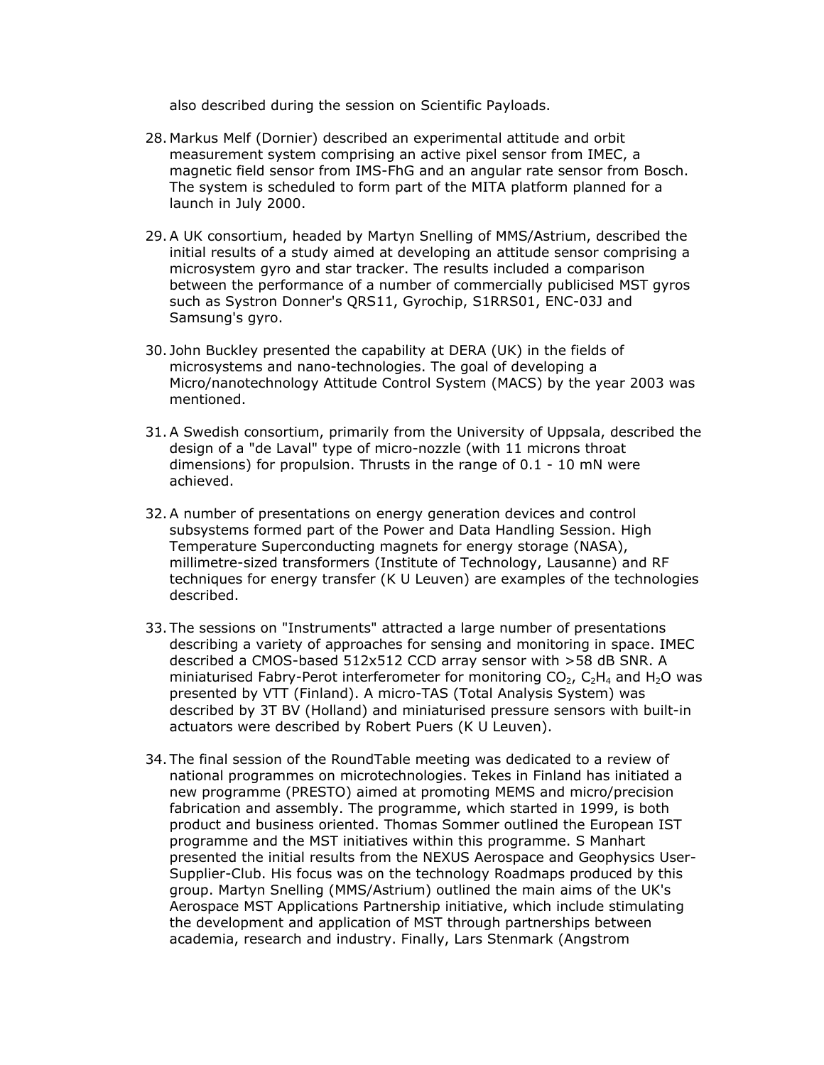also described during the session on Scientific Payloads.

28. Markus Melf (Dornier) described an experimental attitude and orbit measurement system comprising an active pixel sensor from IMEC, a magnetic field sensor from IMS-FhG and an angular rate sensor from Bosch. The system is scheduled to form part of the MITA platform planned for a launch in July 2000.

29. A UK consortium, headed by Martyn Snelling of MMS/Astrium, described the initial results of a study aimed at developing an attitude sensor comprising a microsystem gyro and star tracker. The results included a comparison between the performance of a number of commercially publicised MST gyros such as Systron Donner's QRS11, Gyrochip, S1RRS01, ENC-03J and Samsung's gyro.

30. John Buckley presented the capability at DERA (UK) in the fields of microsystems and nano-technologies. The goal of developing a Micro/nanotechnology Attitude Control System (MACS) by the year 2003 was mentioned.

31. A Swedish consortium, primarily from the University of Uppsala, described the design of a "de Laval" type of micro-nozzle (with 11 microns throat dimensions) for propulsion. Thrusts in the range of 0.1 - 10 mN were achieved.

32. A number of presentations on energy generation devices and control subsystems formed part of the Power and Data Handling Session. High Temperature Superconducting magnets for energy storage (NASA), millimetre-sized transformers (Institute of Technology, Lausanne) and RF techniques for energy transfer (K U Leuven) are examples of the technologies described.

33. The sessions on "Instruments" attracted a large number of presentations describing a variety of approaches for sensing and monitoring in space. IMEC described a CMOS-based 512x512 CCD array sensor with >58 dB SNR. A miniaturised Fabry-Perot interferometer for monitoring $CO_2$, $C_2H_4$ and $H_2O$ was presented by VTT (Finland). A micro-TAS (Total Analysis System) was described by 3T BV (Holland) and miniaturised pressure sensors with built-in actuators were described by Robert Puers (K U Leuven).

34. The final session of the RoundTable meeting was dedicated to a review of national programmes on microtechnologies. Tekes in Finland has initiated a new programme (PRESTO) aimed at promoting MEMS and micro/precision fabrication and assembly. The programme, which started in 1999, is both product and business oriented. Thomas Sommer outlined the European IST programme and the MST initiatives within this programme. S Manhart presented the initial results from the NEXUS Aerospace and Geophysics User-Supplier-Club. His focus was on the technology Roadmaps produced by this group. Martyn Snelling (MMS/Astrium) outlined the main aims of the UK's Aerospace MST Applications Partnership initiative, which include stimulating the development and application of MST through partnerships between academia, research and industry. Finally, Lars Stenmark (Angstrom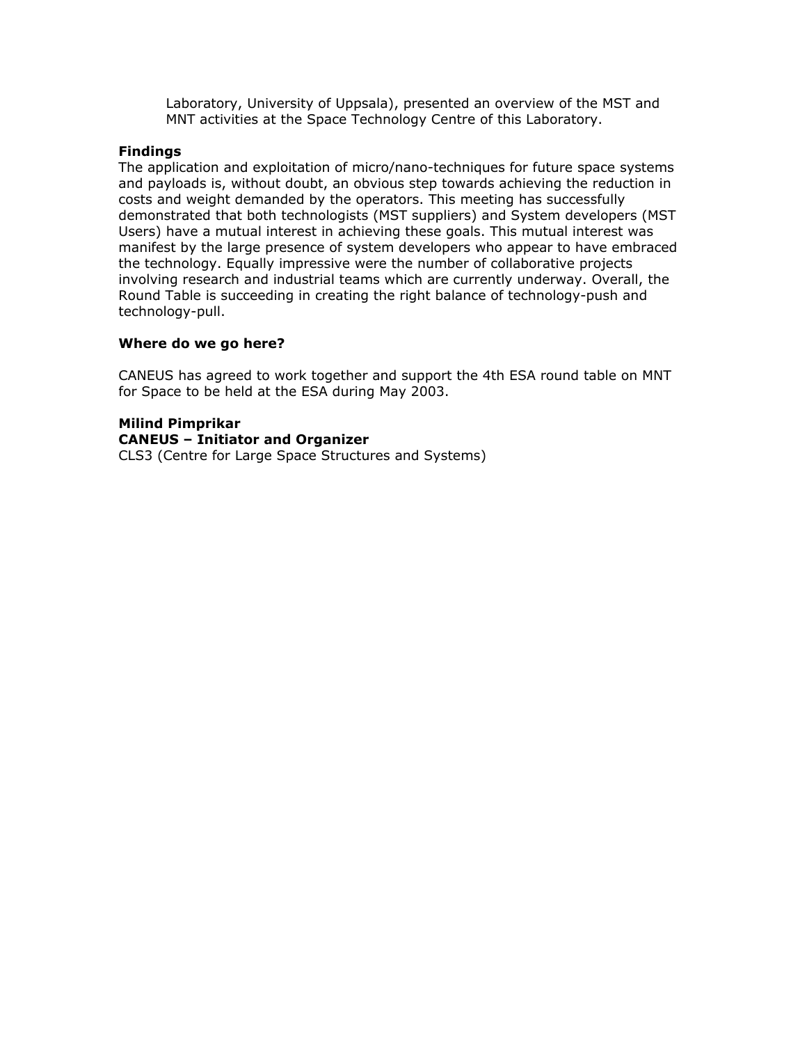Laboratory, University of Uppsala), presented an overview of the MST and MNT activities at the Space Technology Centre of this Laboratory.

**Findings**

The application and exploitation of micro/nano-techniques for future space systems and payloads is, without doubt, an obvious step towards achieving the reduction in costs and weight demanded by the operators. This meeting has successfully demonstrated that both technologists (MST suppliers) and System developers (MST Users) have a mutual interest in achieving these goals. This mutual interest was manifest by the large presence of system developers who appear to have embraced the technology. Equally impressive were the number of collaborative projects involving research and industrial teams which are currently underway. Overall, the Round Table is succeeding in creating the right balance of technology-push and technology-pull.

**Where do we go here?**

CANEUS has agreed to work together and support the 4th ESA round table on MNT for Space to be held at the ESA during May 2003.

**Milind Pimprikar**
**CANEUS – Initiator and Organizer**
CLS3 (Centre for Large Space Structures and Systems)